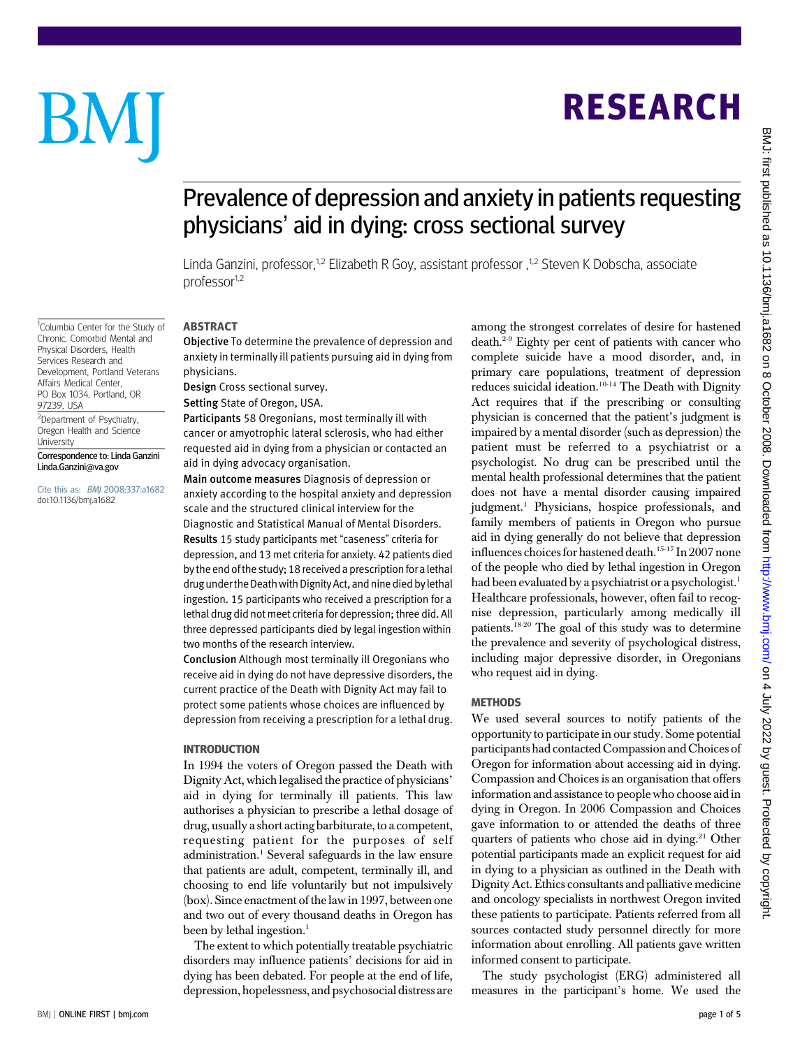# Prevalence of depression and anxiety in patients requesting physicians' aid in dying: cross sectional survey

Linda Ganzini, professor,[1,2] Elizabeth R Goy, assistant professor,[1,2] Steven K Dobscha, associate professor[1,2]

[1]Columbia Center for the Study of Chronic, Comorbid Mental and Physical Disorders, Health Services Research and Development, Portland Veterans Affairs Medical Center, PO Box 1034, Portland, OR 97239, USA

[2]Department of Psychiatry, Oregon Health and Science University

Correspondence to: Linda Ganzini Linda.Ganzini@va.gov

Cite this as: *BMJ* 2008;337:a1682 doi:10.1136/bmj.a1682

## ABSTRACT

**Objective** To determine the prevalence of depression and anxiety in terminally ill patients pursuing aid in dying from physicians.

**Design** Cross sectional survey.

**Setting** State of Oregon, USA.

**Participants** 58 Oregonians, most terminally ill with cancer or amyotrophic lateral sclerosis, who had either requested aid in dying from a physician or contacted an aid in dying advocacy organisation.

**Main outcome measures** Diagnosis of depression or anxiety according to the hospital anxiety and depression scale and the structured clinical interview for the Diagnostic and Statistical Manual of Mental Disorders.

**Results** 15 study participants met "caseness" criteria for depression, and 13 met criteria for anxiety. 42 patients died by the end of the study; 18 received a prescription for a lethal drug under the Death with Dignity Act, and nine died by lethal ingestion. 15 participants who received a prescription for a lethal drug did not meet criteria for depression; three did. All three depressed participants died by legal ingestion within two months of the research interview.

**Conclusion** Although most terminally ill Oregonians who receive aid in dying do not have depressive disorders, the current practice of the Death with Dignity Act may fail to protect some patients whose choices are influenced by depression from receiving a prescription for a lethal drug.

## INTRODUCTION

In 1994 the voters of Oregon passed the Death with Dignity Act, which legalised the practice of physicians' aid in dying for terminally ill patients. This law authorises a physician to prescribe a lethal dosage of drug, usually a short acting barbiturate, to a competent, requesting patient for the purposes of self administration.[1] Several safeguards in the law ensure that patients are adult, competent, terminally ill, and choosing to end life voluntarily but not impulsively (box). Since enactment of the law in 1997, between one and two out of every thousand deaths in Oregon has been by lethal ingestion.[1]

The extent to which potentially treatable psychiatric disorders may influence patients' decisions for aid in dying has been debated. For people at the end of life, depression, hopelessness, and psychosocial distress are among the strongest correlates of desire for hastened death.[2-9] Eighty per cent of patients with cancer who complete suicide have a mood disorder, and, in primary care populations, treatment of depression reduces suicidal ideation.[10-14] The Death with Dignity Act requires that if the prescribing or consulting physician is concerned that the patient's judgment is impaired by a mental disorder (such as depression) the patient must be referred to a psychiatrist or a psychologist. No drug can be prescribed until the mental health professional determines that the patient does not have a mental disorder causing impaired judgment.[1] Physicians, hospice professionals, and family members of patients in Oregon who pursue aid in dying generally do not believe that depression influences choices for hastened death.[15-17] In 2007 none of the people who died by lethal ingestion in Oregon had been evaluated by a psychiatrist or a psychologist.[1] Healthcare professionals, however, often fail to recognise depression, particularly among medically ill patients.[18-20] The goal of this study was to determine the prevalence and severity of psychological distress, including major depressive disorder, in Oregonians who request aid in dying.

## METHODS

We used several sources to notify patients of the opportunity to participate in our study. Some potential participants had contacted Compassion and Choices of Oregon for information about accessing aid in dying. Compassion and Choices is an organisation that offers information and assistance to people who choose aid in dying in Oregon. In 2006 Compassion and Choices gave information to or attended the deaths of three quarters of patients who chose aid in dying.[21] Other potential participants made an explicit request for aid in dying to a physician as outlined in the Death with Dignity Act. Ethics consultants and palliative medicine and oncology specialists in northwest Oregon invited these patients to participate. Patients referred from all sources contacted study personnel directly for more information about enrolling. All patients gave written informed consent to participate.

The study psychologist (ERG) administered all measures in the participant's home. We used the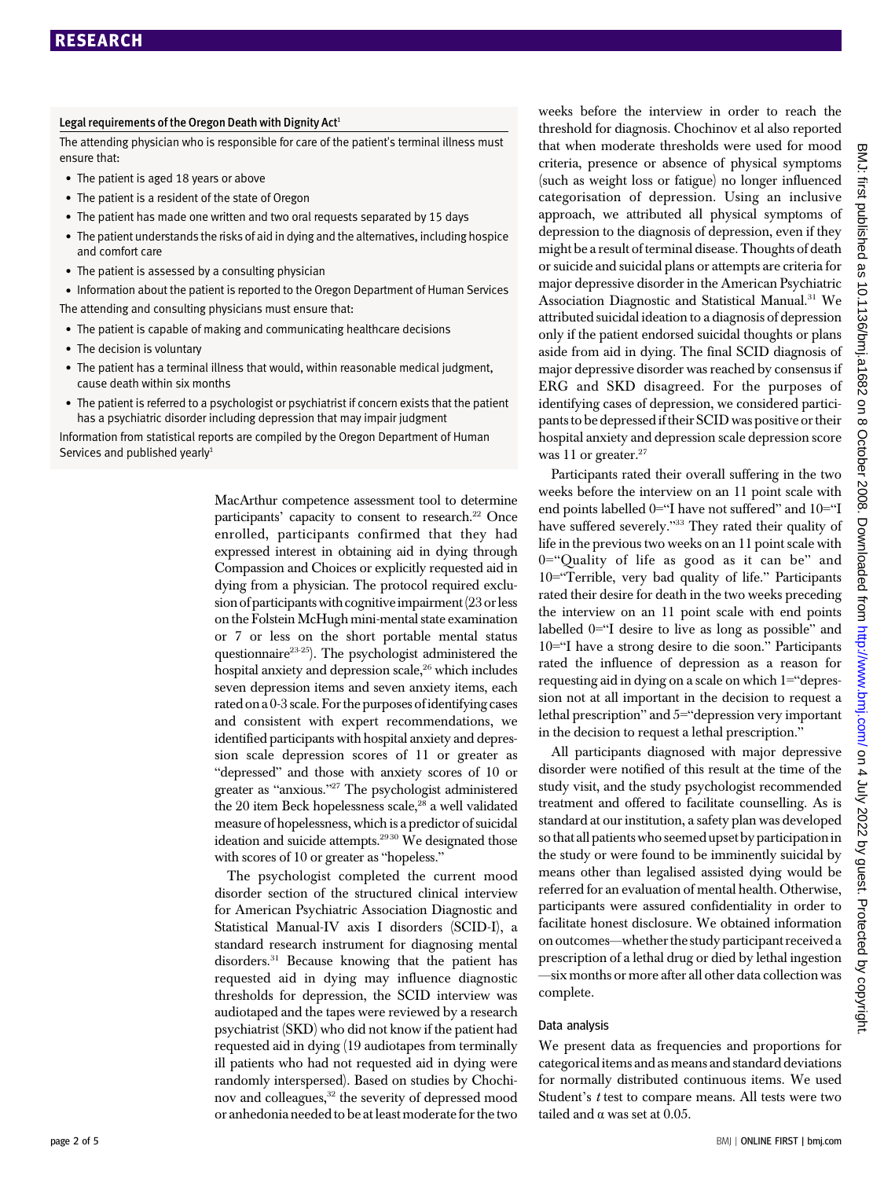### Legal requirements of the Oregon Death with Dignity Act[1]

The attending physician who is responsible for care of the patient's terminal illness must ensure that:

- The patient is aged 18 years or above
- The patient is a resident of the state of Oregon
- The patient has made one written and two oral requests separated by 15 days
- The patient understands the risks of aid in dying and the alternatives, including hospice and comfort care
- The patient is assessed by a consulting physician
- Information about the patient is reported to the Oregon Department of Human Services

The attending and consulting physicians must ensure that:

- The patient is capable of making and communicating healthcare decisions
- The decision is voluntary
- The patient has a terminal illness that would, within reasonable medical judgment, cause death within six months
- The patient is referred to a psychologist or psychiatrist if concern exists that the patient has a psychiatric disorder including depression that may impair judgment

Information from statistical reports are compiled by the Oregon Department of Human Services and published yearly[1]

MacArthur competence assessment tool to determine participants' capacity to consent to research.[22] Once enrolled, participants confirmed that they had expressed interest in obtaining aid in dying through Compassion and Choices or explicitly requested aid in dying from a physician. The protocol required exclusion of participants with cognitive impairment (23 or less on the Folstein McHugh mini-mental state examination or 7 or less on the short portable mental status questionnaire[23-25]). The psychologist administered the hospital anxiety and depression scale,[26] which includes seven depression items and seven anxiety items, each rated on a 0-3 scale. For the purposes of identifying cases and consistent with expert recommendations, we identified participants with hospital anxiety and depression scale depression scores of 11 or greater as "depressed" and those with anxiety scores of 10 or greater as "anxious."[27] The psychologist administered the 20 item Beck hopelessness scale,[28] a well validated measure of hopelessness, which is a predictor of suicidal ideation and suicide attempts.[29 30] We designated those with scores of 10 or greater as "hopeless."

The psychologist completed the current mood disorder section of the structured clinical interview for American Psychiatric Association Diagnostic and Statistical Manual-IV axis I disorders (SCID-I), a standard research instrument for diagnosing mental disorders.[31] Because knowing that the patient has requested aid in dying may influence diagnostic thresholds for depression, the SCID interview was audiotaped and the tapes were reviewed by a research psychiatrist (SKD) who did not know if the patient had requested aid in dying (19 audiotapes from terminally ill patients who had not requested aid in dying were randomly interspersed). Based on studies by Chochinov and colleagues,[32] the severity of depressed mood or anhedonia needed to be at least moderate for the two weeks before the interview in order to reach the threshold for diagnosis. Chochinov et al also reported that when moderate thresholds were used for mood criteria, presence or absence of physical symptoms (such as weight loss or fatigue) no longer influenced categorisation of depression. Using an inclusive approach, we attributed all physical symptoms of depression to the diagnosis of depression, even if they might be a result of terminal disease. Thoughts of death or suicide and suicidal plans or attempts are criteria for major depressive disorder in the American Psychiatric Association Diagnostic and Statistical Manual.[31] We attributed suicidal ideation to a diagnosis of depression only if the patient endorsed suicidal thoughts or plans aside from aid in dying. The final SCID diagnosis of major depressive disorder was reached by consensus if ERG and SKD disagreed. For the purposes of identifying cases of depression, we considered participants to be depressed if their SCID was positive or their hospital anxiety and depression scale depression score was 11 or greater.[27]

Participants rated their overall suffering in the two weeks before the interview on an 11 point scale with end points labelled 0="I have not suffered" and 10="I have suffered severely."[33] They rated their quality of life in the previous two weeks on an 11 point scale with 0="Quality of life as good as it can be" and 10="Terrible, very bad quality of life." Participants rated their desire for death in the two weeks preceding the interview on an 11 point scale with end points labelled 0="I desire to live as long as possible" and 10="I have a strong desire to die soon." Participants rated the influence of depression as a reason for requesting aid in dying on a scale on which 1="depression not at all important in the decision to request a lethal prescription" and 5="depression very important in the decision to request a lethal prescription."

All participants diagnosed with major depressive disorder were notified of this result at the time of the study visit, and the study psychologist recommended treatment and offered to facilitate counselling. As is standard at our institution, a safety plan was developed so that all patients who seemed upset by participation in the study or were found to be imminently suicidal by means other than legalised assisted dying would be referred for an evaluation of mental health. Otherwise, participants were assured confidentiality in order to facilitate honest disclosure. We obtained information on outcomes—whether the study participant received a prescription of a lethal drug or died by lethal ingestion —six months or more after all other data collection was complete.

### Data analysis

We present data as frequencies and proportions for categorical items and as means and standard deviations for normally distributed continuous items. We used Student's $t$ test to compare means. All tests were two tailed and $\alpha$ was set at 0.05.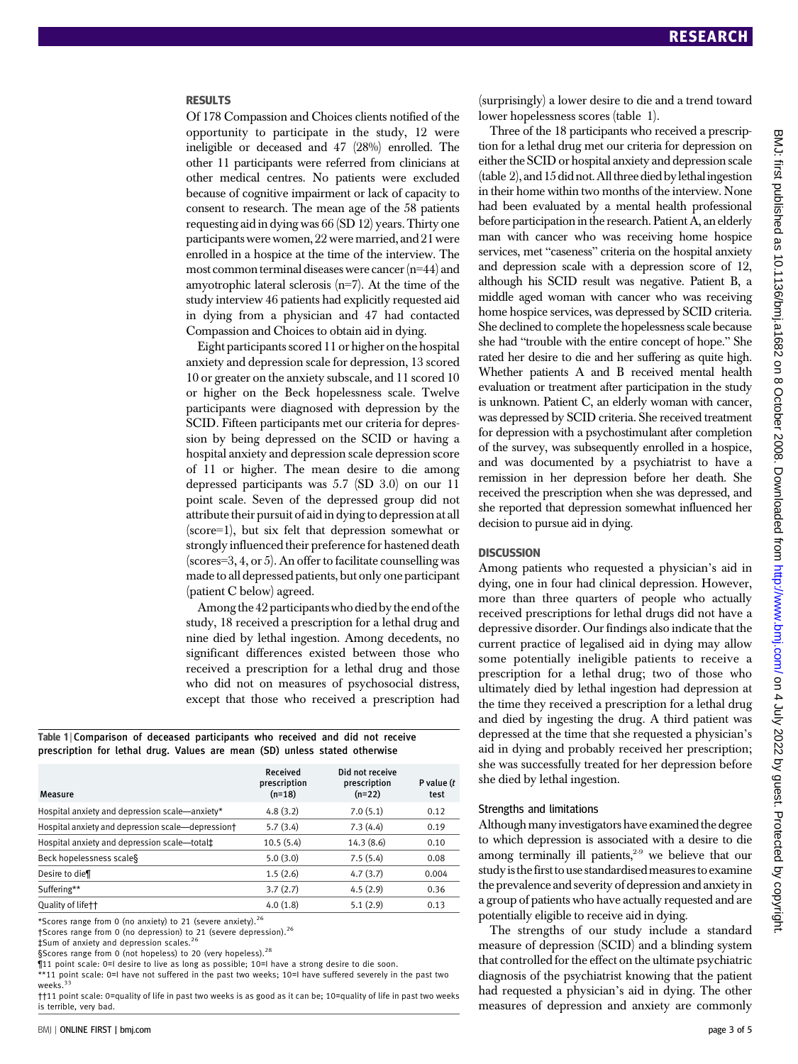## RESULTS

Of 178 Compassion and Choices clients notified of the opportunity to participate in the study, 12 were ineligible or deceased and 47 (28%) enrolled. The other 11 participants were referred from clinicians at other medical centres. No patients were excluded because of cognitive impairment or lack of capacity to consent to research. The mean age of the 58 patients requesting aid in dying was 66 (SD 12) years. Thirty one participants were women, 22 were married, and 21 were enrolled in a hospice at the time of the interview. The most common terminal diseases were cancer (n=44) and amyotrophic lateral sclerosis (n=7). At the time of the study interview 46 patients had explicitly requested aid in dying from a physician and 47 had contacted Compassion and Choices to obtain aid in dying.

Eight participants scored 11 or higher on the hospital anxiety and depression scale for depression, 13 scored 10 or greater on the anxiety subscale, and 11 scored 10 or higher on the Beck hopelessness scale. Twelve participants were diagnosed with depression by the SCID. Fifteen participants met our criteria for depression by being depressed on the SCID or having a hospital anxiety and depression scale depression score of 11 or higher. The mean desire to die among depressed participants was 5.7 (SD 3.0) on our 11 point scale. Seven of the depressed group did not attribute their pursuit of aid in dying to depression at all (score=1), but six felt that depression somewhat or strongly influenced their preference for hastened death (scores=3, 4, or 5). An offer to facilitate counselling was made to all depressed patients, but only one participant (patient C below) agreed.

Among the 42 participants who died by the end of the study, 18 received a prescription for a lethal drug and nine died by lethal ingestion. Among decedents, no significant differences existed between those who received a prescription for a lethal drug and those who did not on measures of psychosocial distress, except that those who received a prescription had (surprisingly) a lower desire to die and a trend toward lower hopelessness scores (table 1).

**Table 1** | Comparison of deceased participants who received and did not receive prescription for lethal drug. Values are mean (SD) unless stated otherwise

| Measure | Received prescription (n=18) | Did not receive prescription (n=22) | P value (t test |
|---|---|---|---|
| Hospital anxiety and depression scale—anxiety* | 4.8 (3.2) | 7.0 (5.1) | 0.12 |
| Hospital anxiety and depression scale—depression† | 5.7 (3.4) | 7.3 (4.4) | 0.19 |
| Hospital anxiety and depression scale—total‡ | 10.5 (5.4) | 14.3 (8.6) | 0.10 |
| Beck hopelessness scale§ | 5.0 (3.0) | 7.5 (5.4) | 0.08 |
| Desire to die¶ | 1.5 (2.6) | 4.7 (3.7) | 0.004 |
| Suffering** | 3.7 (2.7) | 4.5 (2.9) | 0.36 |
| Quality of life†† | 4.0 (1.8) | 5.1 (2.9) | 0.13 |

*Scores range from 0 (no anxiety) to 21 (severe anxiety).[26]

†Scores range from 0 (no depression) to 21 (severe depression).[26]

‡Sum of anxiety and depression scales.[26]

§Scores range from 0 (not hopeless) to 20 (very hopeless).[28]

¶11 point scale: 0=I desire to live as long as possible; 10=I have a strong desire to die soon.

**11 point scale: 0=I have not suffered in the past two weeks; 10=I have suffered severely in the past two weeks.[33]

††11 point scale: 0=quality of life in past two weeks is as good as it can be; 10=quality of life in past two weeks is terrible, very bad.

Three of the 18 participants who received a prescription for a lethal drug met our criteria for depression on either the SCID or hospital anxiety and depression scale (table 2), and 15 did not. All three died by lethal ingestion in their home within two months of the interview. None had been evaluated by a mental health professional before participation in the research. Patient A, an elderly man with cancer who was receiving home hospice services, met "caseness" criteria on the hospital anxiety and depression scale with a depression score of 12, although his SCID result was negative. Patient B, a middle aged woman with cancer who was receiving home hospice services, was depressed by SCID criteria. She declined to complete the hopelessness scale because she had "trouble with the entire concept of hope." She rated her desire to die and her suffering as quite high. Whether patients A and B received mental health evaluation or treatment after participation in the study is unknown. Patient C, an elderly woman with cancer, was depressed by SCID criteria. She received treatment for depression with a psychostimulant after completion of the survey, was subsequently enrolled in a hospice, and was documented by a psychiatrist to have a remission in her depression before her death. She received the prescription when she was depressed, and she reported that depression somewhat influenced her decision to pursue aid in dying.

## DISCUSSION

Among patients who requested a physician's aid in dying, one in four had clinical depression. However, more than three quarters of people who actually received prescriptions for lethal drugs did not have a depressive disorder. Our findings also indicate that the current practice of legalised aid in dying may allow some potentially ineligible patients to receive a prescription for a lethal drug; two of those who ultimately died by lethal ingestion had depression at the time they received a prescription for a lethal drug and died by ingesting the drug. A third patient was depressed at the time that she requested a physician's aid in dying and probably received her prescription; she was successfully treated for her depression before she died by lethal ingestion.

### Strengths and limitations

Although many investigators have examined the degree to which depression is associated with a desire to die among terminally ill patients,[2-9] we believe that our study is the first to use standardised measures to examine the prevalence and severity of depression and anxiety in a group of patients who have actually requested and are potentially eligible to receive aid in dying.

The strengths of our study include a standard measure of depression (SCID) and a blinding system that controlled for the effect on the ultimate psychiatric diagnosis of the psychiatrist knowing that the patient had requested a physician's aid in dying. The other measures of depression and anxiety are commonly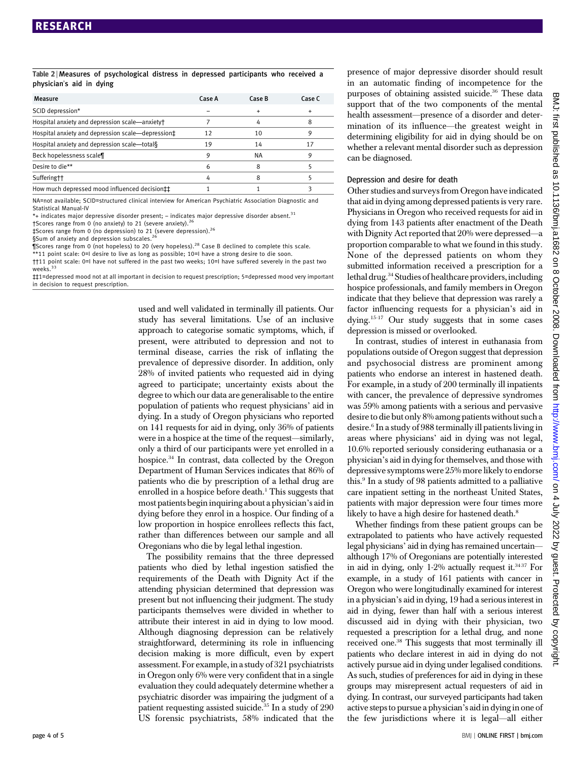Table 2 | Measures of psychological distress in depressed participants who received a physician's aid in dying

| Measure | Case A | Case B | Case C |
|---|---|---|---|
| SCID depression* | – | + | + |
| Hospital anxiety and depression scale—anxiety† | 7 | 4 | 8 |
| Hospital anxiety and depression scale—depression‡ | 12 | 10 | 9 |
| Hospital anxiety and depression scale—total§ | 19 | 14 | 17 |
| Beck hopelessness scale¶ | 9 | NA | 9 |
| Desire to die** | 6 | 8 | 5 |
| Suffering†† | 4 | 8 | 5 |
| How much depressed mood influenced decision‡‡ | 1 | 1 | 3 |

NA=not available; SCID=structured clinical interview for American Psychiatric Association Diagnostic and Statistical Manual-IV

*+ indicates major depressive disorder present; – indicates major depressive disorder absent.[31]

†Scores range from 0 (no anxiety) to 21 (severe anxiety).[26]

‡Scores range from 0 (no depression) to 21 (severe depression).[26]

§Sum of anxiety and depression subscales.[26]

¶Scores range from 0 (not hopeless) to 20 (very hopeless).[28] Case B declined to complete this scale.

**11 point scale: 0=I desire to live as long as possible; 10=I have a strong desire to die soon.

††11 point scale: 0=I have not suffered in the past two weeks; 10=I have suffered severely in the past two weeks.[33]

‡‡1=depressed mood not at all important in decision to request prescription; 5=depressed mood very important in decision to request prescription.

used and well validated in terminally ill patients. Our study has several limitations. Use of an inclusive approach to categorise somatic symptoms, which, if present, were attributed to depression and not to terminal disease, carries the risk of inflating the prevalence of depressive disorder. In addition, only 28% of invited patients who requested aid in dying agreed to participate; uncertainty exists about the degree to which our data are generalisable to the entire population of patients who request physicians' aid in dying. In a study of Oregon physicians who reported on 141 requests for aid in dying, only 36% of patients were in a hospice at the time of the request—similarly, only a third of our participants were yet enrolled in a hospice.[34] In contrast, data collected by the Oregon Department of Human Services indicates that 86% of patients who die by prescription of a lethal drug are enrolled in a hospice before death.[1] This suggests that most patients begin inquiring about a physician's aid in dying before they enrol in a hospice. Our finding of a low proportion in hospice enrollees reflects this fact, rather than differences between our sample and all Oregonians who die by legal lethal ingestion.

The possibility remains that the three depressed patients who died by lethal ingestion satisfied the requirements of the Death with Dignity Act if the attending physician determined that depression was present but not influencing their judgment. The study participants themselves were divided in whether to attribute their interest in aid in dying to low mood. Although diagnosing depression can be relatively straightforward, determining its role in influencing decision making is more difficult, even by expert assessment. For example, in a study of 321 psychiatrists in Oregon only 6% were very confident that in a single evaluation they could adequately determine whether a psychiatric disorder was impairing the judgment of a patient requesting assisted suicide.[35] In a study of 290 US forensic psychiatrists, 58% indicated that the presence of major depressive disorder should result in an automatic finding of incompetence for the purposes of obtaining assisted suicide.[36] These data support that of the two components of the mental health assessment—presence of a disorder and determination of its influence—the greatest weight in determining eligibility for aid in dying should be on whether a relevant mental disorder such as depression can be diagnosed.

### Depression and desire for death

Other studies and surveys from Oregon have indicated that aid in dying among depressed patients is very rare. Physicians in Oregon who received requests for aid in dying from 143 patients after enactment of the Death with Dignity Act reported that 20% were depressed—a proportion comparable to what we found in this study. None of the depressed patients on whom they submitted information received a prescription for a lethal drug.[34] Studies of healthcare providers, including hospice professionals, and family members in Oregon indicate that they believe that depression was rarely a factor influencing requests for a physician's aid in dying.[15-17] Our study suggests that in some cases depression is missed or overlooked.

In contrast, studies of interest in euthanasia from populations outside of Oregon suggest that depression and psychosocial distress are prominent among patients who endorse an interest in hastened death. For example, in a study of 200 terminally ill inpatients with cancer, the prevalence of depressive syndromes was 59% among patients with a serious and pervasive desire to die but only 8% among patients without such a desire.[6] In a study of 988 terminally ill patients living in areas where physicians' aid in dying was not legal, 10.6% reported seriously considering euthanasia or a physician's aid in dying for themselves, and those with depressive symptoms were 25% more likely to endorse this.[9] In a study of 98 patients admitted to a palliative care inpatient setting in the northeast United States, patients with major depression were four times more likely to have a high desire for hastened death.[8]

Whether findings from these patient groups can be extrapolated to patients who have actively requested legal physicians' aid in dying has remained uncertain—although 17% of Oregonians are potentially interested in aid in dying, only 1-2% actually request it.[34,37] For example, in a study of 161 patients with cancer in Oregon who were longitudinally examined for interest in a physician's aid in dying, 19 had a serious interest in aid in dying, fewer than half with a serious interest discussed aid in dying with their physician, two requested a prescription for a lethal drug, and none received one.[38] This suggests that most terminally ill patients who declare interest in aid in dying do not actively pursue aid in dying under legalised conditions. As such, studies of preferences for aid in dying in these groups may misrepresent actual requesters of aid in dying. In contrast, our surveyed participants had taken active steps to pursue a physician's aid in dying in one of the few jurisdictions where it is legal—all either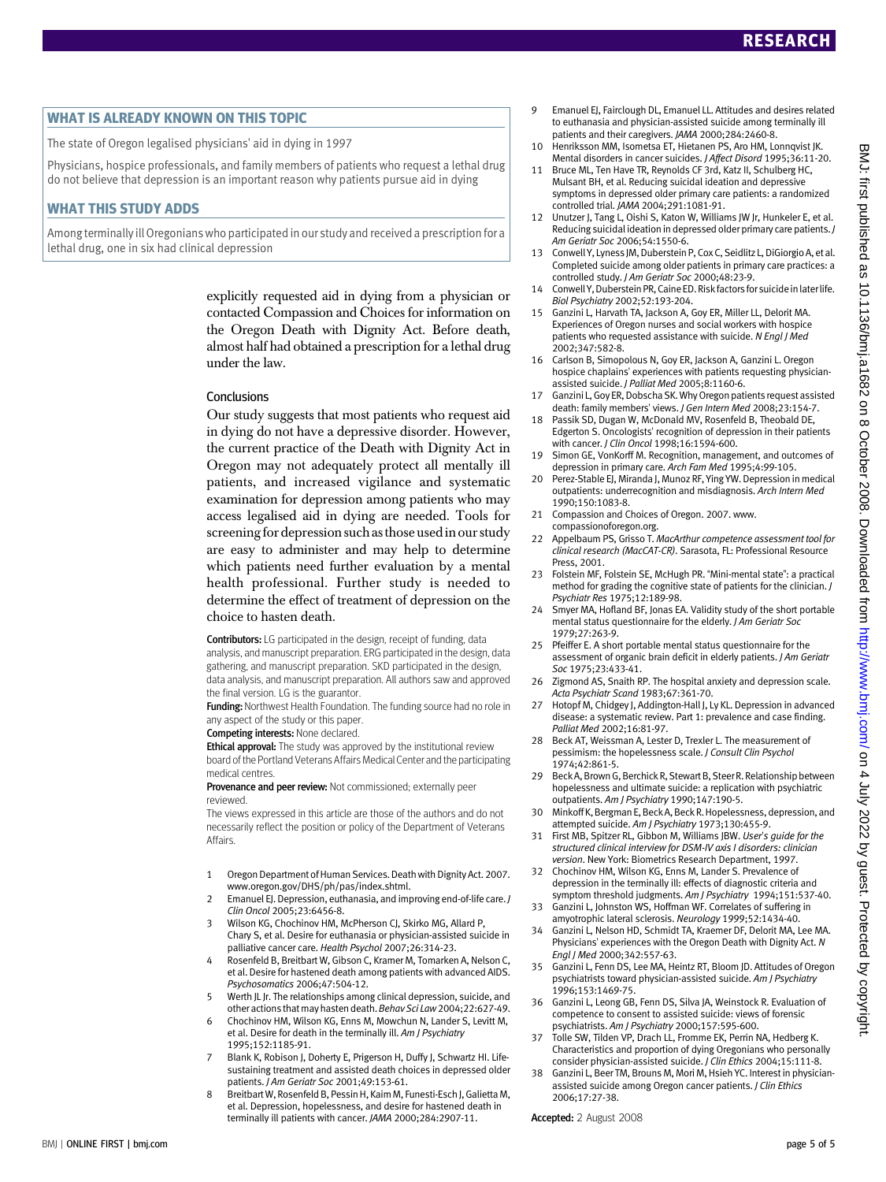## WHAT IS ALREADY KNOWN ON THIS TOPIC

The state of Oregon legalised physicians' aid in dying in 1997

Physicians, hospice professionals, and family members of patients who request a lethal drug do not believe that depression is an important reason why patients pursue aid in dying

## WHAT THIS STUDY ADDS

Among terminally ill Oregonians who participated in our study and received a prescription for a lethal drug, one in six had clinical depression

explicitly requested aid in dying from a physician or contacted Compassion and Choices for information on the Oregon Death with Dignity Act. Before death, almost half had obtained a prescription for a lethal drug under the law.

### Conclusions

Our study suggests that most patients who request aid in dying do not have a depressive disorder. However, the current practice of the Death with Dignity Act in Oregon may not adequately protect all mentally ill patients, and increased vigilance and systematic examination for depression among patients who may access legalised aid in dying are needed. Tools for screening for depression such as those used in our study are easy to administer and may help to determine which patients need further evaluation by a mental health professional. Further study is needed to determine the effect of treatment of depression on the choice to hasten death.

**Contributors:** LG participated in the design, receipt of funding, data analysis, and manuscript preparation. ERG participated in the design, data gathering, and manuscript preparation. SKD participated in the design, data analysis, and manuscript preparation. All authors saw and approved the final version. LG is the guarantor.

**Funding:** Northwest Health Foundation. The funding source had no role in any aspect of the study or this paper.

**Competing interests:** None declared.

**Ethical approval:** The study was approved by the institutional review board of the Portland Veterans Affairs Medical Center and the participating medical centres.

**Provenance and peer review:** Not commissioned; externally peer reviewed.

The views expressed in this article are those of the authors and do not necessarily reflect the position or policy of the Department of Veterans Affairs.

1. Oregon Department of Human Services. Death with Dignity Act. 2007. www.oregon.gov/DHS/ph/pas/index.shtml.
2. Emanuel EJ. Depression, euthanasia, and improving end-of-life care. *J Clin Oncol* 2005;23:6456-8.
3. Wilson KG, Chochinov HM, McPherson CJ, Skirko MG, Allard P, Chary S, et al. Desire for euthanasia or physician-assisted suicide in palliative cancer care. *Health Psychol* 2007;26:314-23.
4. Rosenfeld B, Breitbart W, Gibson C, Kramer M, Tomarken A, Nelson C, et al. Desire for hastened death among patients with advanced AIDS. *Psychosomatics* 2006;47:504-12.
5. Werth JL Jr. The relationships among clinical depression, suicide, and other actions that may hasten death. *Behav Sci Law* 2004;22:627-49.
6. Chochinov HM, Wilson KG, Enns M, Mowchun N, Lander S, Levitt M, et al. Desire for death in the terminally ill. *Am J Psychiatry* 1995;152:1185-91.
7. Blank K, Robison J, Doherty E, Prigerson H, Duffy J, Schwartz HI. Life-sustaining treatment and assisted death choices in depressed older patients. *J Am Geriatr Soc* 2001;49:153-61.
8. Breitbart W, Rosenfeld B, Pessin H, Kaim M, Funesti-Esch J, Galietta M, et al. Depression, hopelessness, and desire for hastened death in terminally ill patients with cancer. *JAMA* 2000;284:2907-11.
9. Emanuel EJ, Fairclough DL, Emanuel LL. Attitudes and desires related to euthanasia and physician-assisted suicide among terminally ill patients and their caregivers. *JAMA* 2000;284:2460-8.
10. Henriksson MM, Isometsa ET, Hietanen PS, Aro HM, Lonnqvist JK. Mental disorders in cancer suicides. *J Affect Disord* 1995;36:11-20.
11. Bruce ML, Ten Have TR, Reynolds CF 3rd, Katz II, Schulberg HC, Mulsant BH, et al. Reducing suicidal ideation and depressive symptoms in depressed older primary care patients: a randomized controlled trial. *JAMA* 2004;291:1081-91.
12. Unutzer J, Tang L, Oishi S, Katon W, Williams JW Jr, Hunkeler E, et al. Reducing suicidal ideation in depressed older primary care patients. *J Am Geriatr Soc* 2006;54:1550-6.
13. Conwell Y, Lyness JM, Duberstein P, Cox C, Seidlitz L, DiGiorgio A, et al. Completed suicide among older patients in primary care practices: a controlled study. *J Am Geriatr Soc* 2000;48:23-9.
14. Conwell Y, Duberstein PR, Caine ED. Risk factors for suicide in later life. *Biol Psychiatry* 2002;52:193-204.
15. Ganzini L, Harvath TA, Jackson A, Goy ER, Miller LL, Delorit MA. Experiences of Oregon nurses and social workers with hospice patients who requested assistance with suicide. *N Engl J Med* 2002;347:582-8.
16. Carlson B, Simopolous N, Goy ER, Jackson A, Ganzini L. Oregon hospice chaplains' experiences with patients requesting physician-assisted suicide. *J Palliat Med* 2005;8:1160-6.
17. Ganzini L, Goy ER, Dobscha SK. Why Oregon patients request assisted death: family members' views. *J Gen Intern Med* 2008;23:154-7.
18. Passik SD, Dugan W, McDonald MV, Rosenfeld B, Theobald DE, Edgerton S. Oncologists' recognition of depression in their patients with cancer. *J Clin Oncol* 1998;16:1594-600.
19. Simon GE, VonKorff M. Recognition, management, and outcomes of depression in primary care. *Arch Fam Med* 1995;4:99-105.
20. Perez-Stable EJ, Miranda J, Munoz RF, Ying YW. Depression in medical outpatients: underrecognition and misdiagnosis. *Arch Intern Med* 1990;150:1083-8.
21. Compassion and Choices of Oregon. 2007. www.compassionoforegon.org.
22. Appelbaum PS, Grisso T. *MacArthur competence assessment tool for clinical research (MacCAT-CR)*. Sarasota, FL: Professional Resource Press, 2001.
23. Folstein MF, Folstein SE, McHugh PR. "Mini-mental state": a practical method for grading the cognitive state of patients for the clinician. *J Psychiatr Res* 1975;12:189-98.
24. Smyer MA, Hofland BF, Jonas EA. Validity study of the short portable mental status questionnaire for the elderly. *J Am Geriatr Soc* 1979;27:263-9.
25. Pfeiffer E. A short portable mental status questionnaire for the assessment of organic brain deficit in elderly patients. *J Am Geriatr Soc* 1975;23:433-41.
26. Zigmond AS, Snaith RP. The hospital anxiety and depression scale. *Acta Psychiatr Scand* 1983;67:361-70.
27. Hotopf M, Chidgey J, Addington-Hall J, Ly KL. Depression in advanced disease: a systematic review. Part 1: prevalence and case finding. *Palliat Med* 2002;16:81-97.
28. Beck AT, Weissman A, Lester D, Trexler L. The measurement of pessimism: the hopelessness scale. *J Consult Clin Psychol* 1974;42:861-5.
29. Beck A, Brown G, Berchick R, Stewart B, Steer R. Relationship between hopelessness and ultimate suicide: a replication with psychiatric outpatients. *Am J Psychiatry* 1990;147:190-5.
30. Minkoff K, Bergman E, Beck A, Beck R. Hopelessness, depression, and attempted suicide. *Am J Psychiatry* 1973;130:455-9.
31. First MB, Spitzer RL, Gibbon M, Williams JBW. *User's guide for the structured clinical interview for DSM-IV axis I disorders: clinician version*. New York: Biometrics Research Department, 1997.
32. Chochinov HM, Wilson KG, Enns M, Lander S. Prevalence of depression in the terminally ill: effects of diagnostic criteria and symptom threshold judgments. *Am J Psychiatry* 1994;151:537-40.
33. Ganzini L, Johnston WS, Hoffman WF. Correlates of suffering in amyotrophic lateral sclerosis. *Neurology* 1999;52:1434-40.
34. Ganzini L, Nelson HD, Schmidt TA, Kraemer DF, Delorit MA, Lee MA. Physicians' experiences with the Oregon Death with Dignity Act. *N Engl J Med* 2000;342:557-63.
35. Ganzini L, Fenn DS, Lee MA, Heintz RT, Bloom JD. Attitudes of Oregon psychiatrists toward physician-assisted suicide. *Am J Psychiatry* 1996;153:1469-75.
36. Ganzini L, Leong GB, Fenn DS, Silva JA, Weinstock R. Evaluation of competence to consent to assisted suicide: views of forensic psychiatrists. *Am J Psychiatry* 2000;157:595-600.
37. Tolle SW, Tilden VP, Drach LL, Fromme EK, Perrin NA, Hedberg K. Characteristics and proportion of dying Oregonians who personally consider physician-assisted suicide. *J Clin Ethics* 2004;15:111-8.
38. Ganzini L, Beer TM, Brouns M, Mori M, Hsieh YC. Interest in physician-assisted suicide among Oregon cancer patients. *J Clin Ethics* 2006;17:27-38.

**Accepted:** 2 August 2008